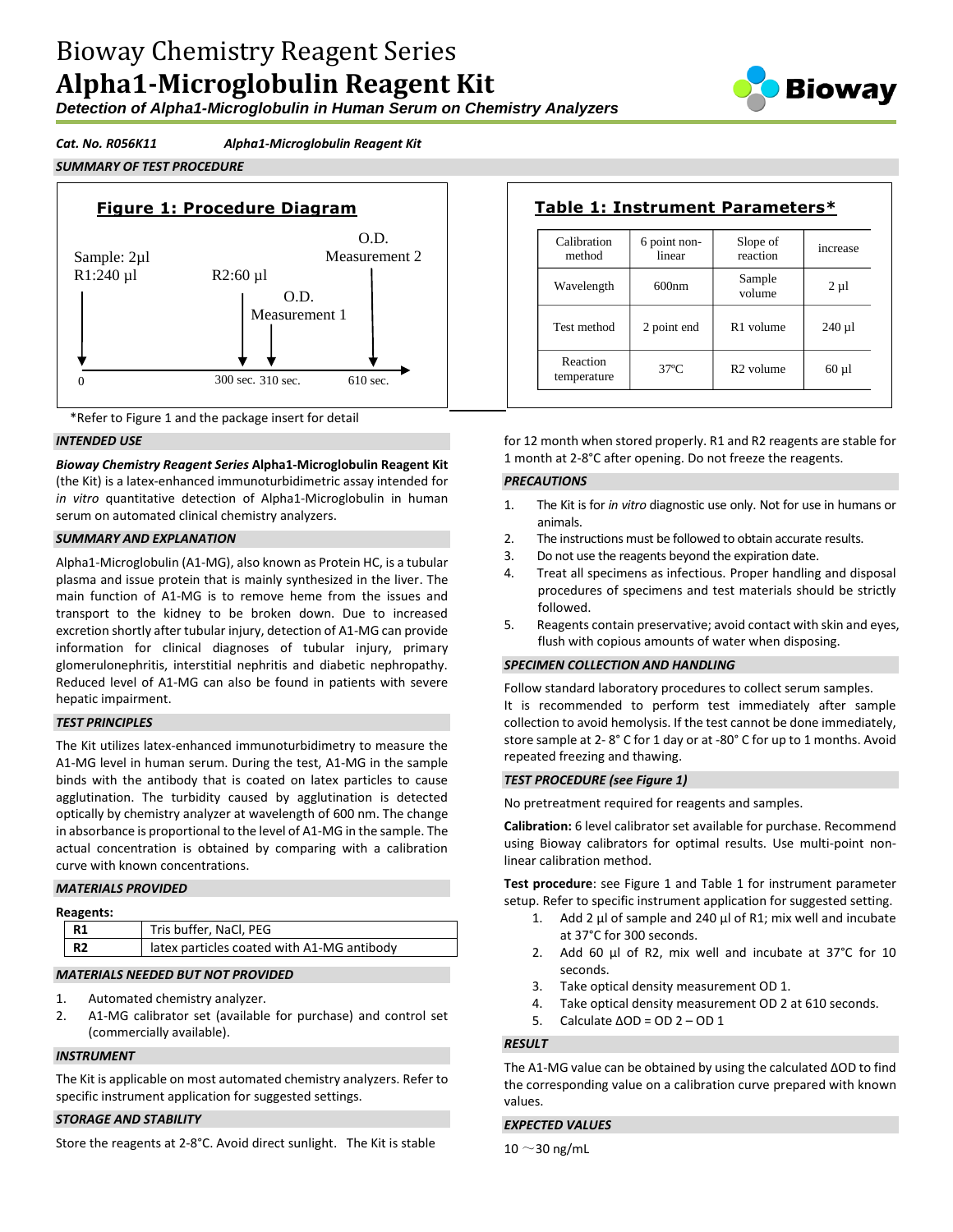# Bioway Chemistry Reagent Series

# Alpha1-Microglobulin Reagent Kit

***Detection of Alpha1-Microglobulin in Human Serum on Chemistry Analyzers***

***Cat. No. R056K11*** ***Alpha1-Microglobulin Reagent Kit***

## *SUMMARY OF TEST PROCEDURE*

**Figure 1: Procedure Diagram**

Sample: 2µl
R1:240 µl — at 0
R2:60 µl — at 300 sec.
O.D. Measurement 1 — at 310 sec.
O.D. Measurement 2 — at 610 sec.

**Table 1: Instrument Parameters***

| Calibration method | 6 point non-linear | Slope of reaction | increase |
|---|---|---|---|
| Wavelength | 600nm | Sample volume | 2 µl |
| Test method | 2 point end | R1 volume | 240 µl |
| Reaction temperature | 37ºC | R2 volume | 60 µl |

*Refer to Figure 1 and the package insert for detail

## *INTENDED USE*

***Bioway Chemistry Reagent Series*** **Alpha1-Microglobulin Reagent Kit** (the Kit) is a latex-enhanced immunoturbidimetric assay intended for *in vitro* quantitative detection of Alpha1-Microglobulin in human serum on automated clinical chemistry analyzers.

## *SUMMARY AND EXPLANATION*

Alpha1-Microglobulin (A1-MG), also known as Protein HC, is a tubular plasma and issue protein that is mainly synthesized in the liver. The main function of A1-MG is to remove heme from the issues and transport to the kidney to be broken down. Due to increased excretion shortly after tubular injury, detection of A1-MG can provide information for clinical diagnoses of tubular injury, primary glomerulonephritis, interstitial nephritis and diabetic nephropathy. Reduced level of A1-MG can also be found in patients with severe hepatic impairment.

## *TEST PRINCIPLES*

The Kit utilizes latex-enhanced immunoturbidimetry to measure the A1-MG level in human serum. During the test, A1-MG in the sample binds with the antibody that is coated on latex particles to cause agglutination. The turbidity caused by agglutination is detected optically by chemistry analyzer at wavelength of 600 nm. The change in absorbance is proportional to the level of A1-MG in the sample. The actual concentration is obtained by comparing with a calibration curve with known concentrations.

## *MATERIALS PROVIDED*

**Reagents:**

| R1 | Tris buffer, NaCl, PEG |
|---|---|
| **R2** | latex particles coated with A1-MG antibody |

## *MATERIALS NEEDED BUT NOT PROVIDED*

1. Automated chemistry analyzer.
2. A1-MG calibrator set (available for purchase) and control set (commercially available).

## *INSTRUMENT*

The Kit is applicable on most automated chemistry analyzers. Refer to specific instrument application for suggested settings.

## *STORAGE AND STABILITY*

Store the reagents at 2-8°C. Avoid direct sunlight. The Kit is stable for 12 month when stored properly. R1 and R2 reagents are stable for 1 month at 2-8°C after opening. Do not freeze the reagents.

## *PRECAUTIONS*

1. The Kit is for *in vitro* diagnostic use only. Not for use in humans or animals.
2. The instructions must be followed to obtain accurate results.
3. Do not use the reagents beyond the expiration date.
4. Treat all specimens as infectious. Proper handling and disposal procedures of specimens and test materials should be strictly followed.
5. Reagents contain preservative; avoid contact with skin and eyes, flush with copious amounts of water when disposing.

## *SPECIMEN COLLECTION AND HANDLING*

Follow standard laboratory procedures to collect serum samples.
It is recommended to perform test immediately after sample collection to avoid hemolysis. If the test cannot be done immediately, store sample at 2- 8° C for 1 day or at -80° C for up to 1 months. Avoid repeated freezing and thawing.

## *TEST PROCEDURE (see Figure 1)*

No pretreatment required for reagents and samples.

**Calibration:** 6 level calibrator set available for purchase. Recommend using Bioway calibrators for optimal results. Use multi-point non-linear calibration method.

**Test procedure**: see Figure 1 and Table 1 for instrument parameter setup. Refer to specific instrument application for suggested setting.

1. Add 2 µl of sample and 240 µl of R1; mix well and incubate at 37°C for 300 seconds.
2. Add 60 µl of R2, mix well and incubate at 37°C for 10 seconds.
3. Take optical density measurement OD 1.
4. Take optical density measurement OD 2 at 610 seconds.
5. Calculate ΔOD = OD 2 – OD 1

## *RESULT*

The A1-MG value can be obtained by using the calculated ΔOD to find the corresponding value on a calibration curve prepared with known values.

## *EXPECTED VALUES*

10 ～30 ng/mL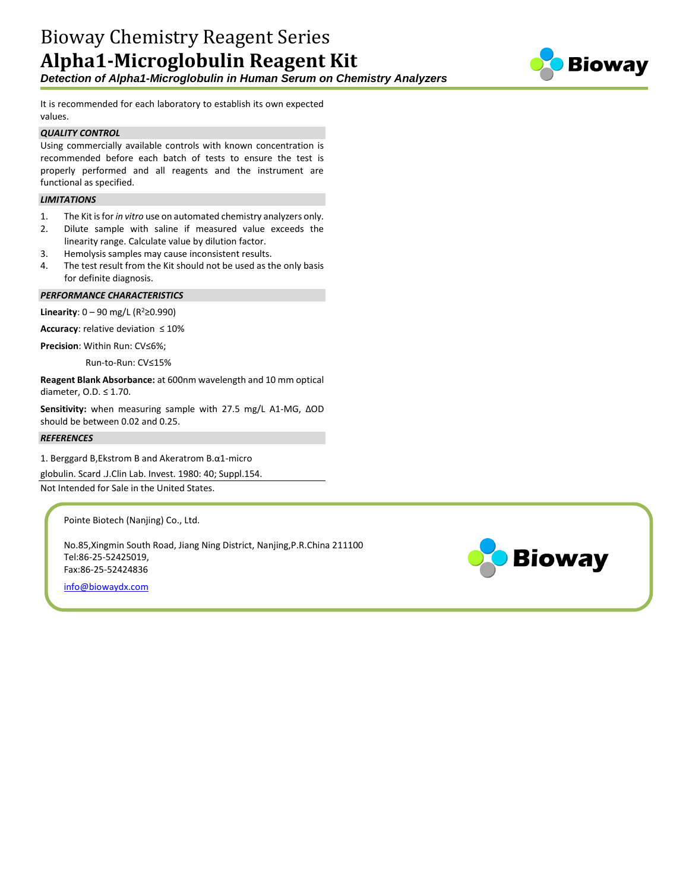It is recommended for each laboratory to establish its own expected values.

### *QUALITY CONTROL*

Using commercially available controls with known concentration is recommended before each batch of tests to ensure the test is properly performed and all reagents and the instrument are functional as specified.

### *LIMITATIONS*

1. The Kit is for *in vitro* use on automated chemistry analyzers only.
2. Dilute sample with saline if measured value exceeds the linearity range. Calculate value by dilution factor.
3. Hemolysis samples may cause inconsistent results.
4. The test result from the Kit should not be used as the only basis for definite diagnosis.

### *PERFORMANCE CHARACTERISTICS*

**Linearity**: 0 – 90 mg/L ($R^2 \geq 0.990$)

**Accuracy**: relative deviation ≤ 10%

**Precision**: Within Run: CV≤6%;

Run-to-Run: CV≤15%

**Reagent Blank Absorbance:** at 600nm wavelength and 10 mm optical diameter, O.D. ≤ 1.70.

**Sensitivity:** when measuring sample with 27.5 mg/L A1-MG, ΔOD should be between 0.02 and 0.25.

### *REFERENCES*

1. Berggard B,Ekstrom B and Akeratrom B.α1-micro globulin. Scard .J.Clin Lab. Invest. 1980: 40; Suppl.154.

Not Intended for Sale in the United States.

Pointe Biotech (Nanjing) Co., Ltd.

No.85,Xingmin South Road, Jiang Ning District, Nanjing,P.R.China 211100
Tel:86-25-52425019,
Fax:86-25-52424836

info@biowaydx.com